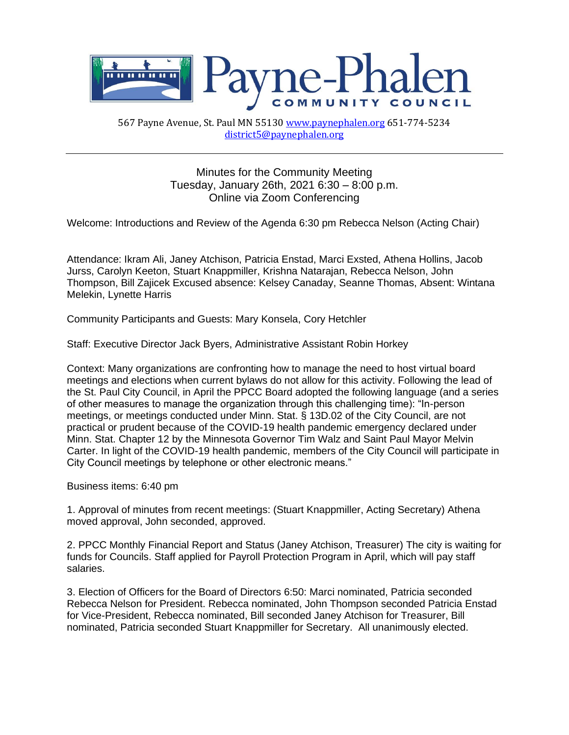# Payne-Phalen

COMMUNITY COUNCIL

567 Payne Avenue, St. Paul MN 55130 www.paynephalen.org 651-774-5234
district5@paynephalen.org

---

Minutes for the Community Meeting
Tuesday, January 26th, 2021 6:30 – 8:00 p.m.
Online via Zoom Conferencing

Welcome: Introductions and Review of the Agenda 6:30 pm Rebecca Nelson (Acting Chair)

Attendance: Ikram Ali, Janey Atchison, Patricia Enstad, Marci Exsted, Athena Hollins, Jacob Jurss, Carolyn Keeton, Stuart Knappmiller, Krishna Natarajan, Rebecca Nelson, John Thompson, Bill Zajicek Excused absence: Kelsey Canaday, Seanne Thomas, Absent: Wintana Melekin, Lynette Harris

Community Participants and Guests: Mary Konsela, Cory Hetchler

Staff: Executive Director Jack Byers, Administrative Assistant Robin Horkey

Context: Many organizations are confronting how to manage the need to host virtual board meetings and elections when current bylaws do not allow for this activity. Following the lead of the St. Paul City Council, in April the PPCC Board adopted the following language (and a series of other measures to manage the organization through this challenging time): "In-person meetings, or meetings conducted under Minn. Stat. § 13D.02 of the City Council, are not practical or prudent because of the COVID-19 health pandemic emergency declared under Minn. Stat. Chapter 12 by the Minnesota Governor Tim Walz and Saint Paul Mayor Melvin Carter. In light of the COVID-19 health pandemic, members of the City Council will participate in City Council meetings by telephone or other electronic means."

Business items: 6:40 pm

1. Approval of minutes from recent meetings: (Stuart Knappmiller, Acting Secretary) Athena moved approval, John seconded, approved.

2. PPCC Monthly Financial Report and Status (Janey Atchison, Treasurer) The city is waiting for funds for Councils. Staff applied for Payroll Protection Program in April, which will pay staff salaries.

3. Election of Officers for the Board of Directors 6:50: Marci nominated, Patricia seconded Rebecca Nelson for President. Rebecca nominated, John Thompson seconded Patricia Enstad for Vice-President, Rebecca nominated, Bill seconded Janey Atchison for Treasurer, Bill nominated, Patricia seconded Stuart Knappmiller for Secretary. All unanimously elected.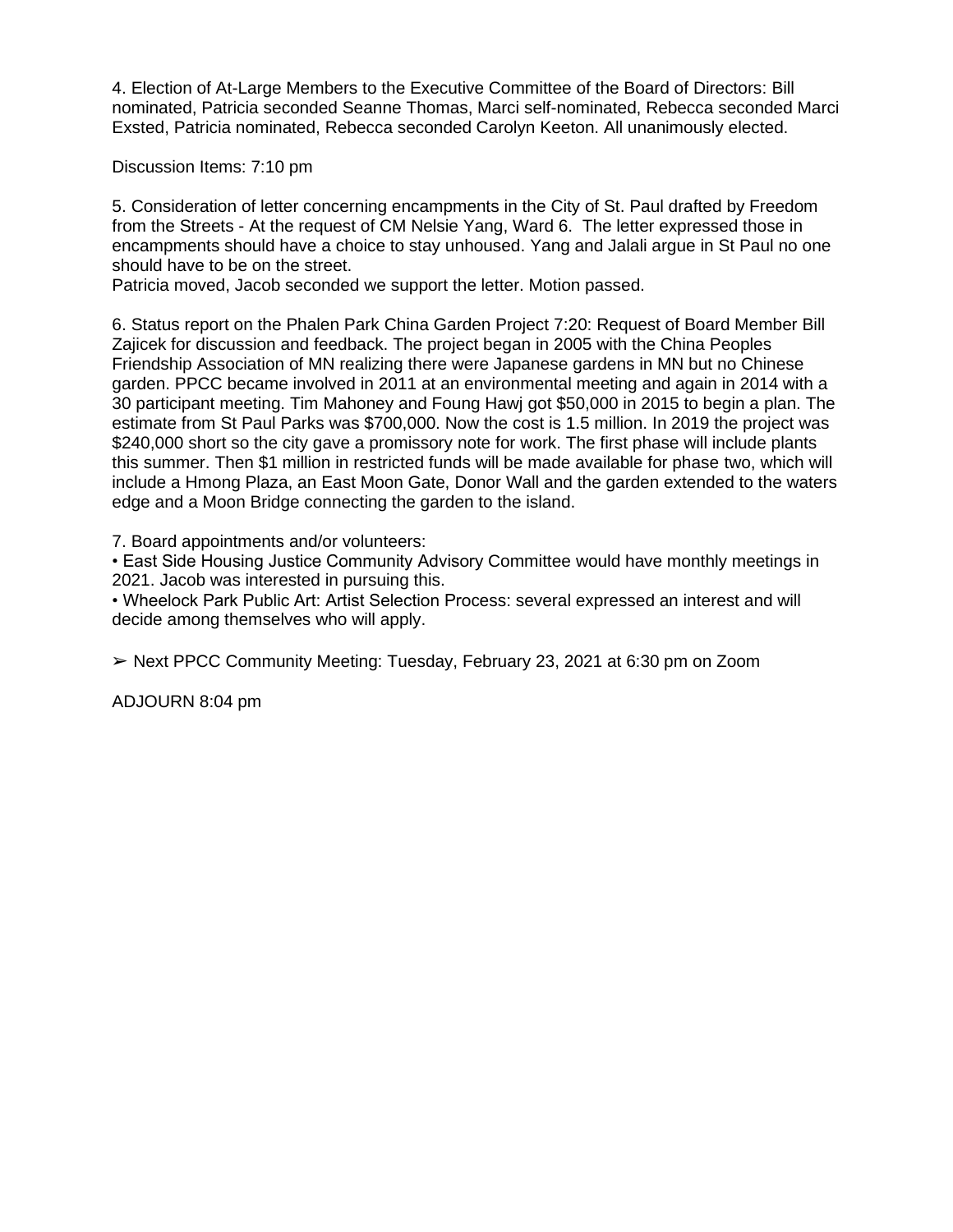4. Election of At-Large Members to the Executive Committee of the Board of Directors: Bill nominated, Patricia seconded Seanne Thomas, Marci self-nominated, Rebecca seconded Marci Exsted, Patricia nominated, Rebecca seconded Carolyn Keeton. All unanimously elected.

Discussion Items: 7:10 pm

5. Consideration of letter concerning encampments in the City of St. Paul drafted by Freedom from the Streets - At the request of CM Nelsie Yang, Ward 6. The letter expressed those in encampments should have a choice to stay unhoused. Yang and Jalali argue in St Paul no one should have to be on the street.
Patricia moved, Jacob seconded we support the letter. Motion passed.

6. Status report on the Phalen Park China Garden Project 7:20: Request of Board Member Bill Zajicek for discussion and feedback. The project began in 2005 with the China Peoples Friendship Association of MN realizing there were Japanese gardens in MN but no Chinese garden. PPCC became involved in 2011 at an environmental meeting and again in 2014 with a 30 participant meeting. Tim Mahoney and Foung Hawj got $50,000 in 2015 to begin a plan. The estimate from St Paul Parks was $700,000. Now the cost is 1.5 million. In 2019 the project was $240,000 short so the city gave a promissory note for work. The first phase will include plants this summer. Then $1 million in restricted funds will be made available for phase two, which will include a Hmong Plaza, an East Moon Gate, Donor Wall and the garden extended to the waters edge and a Moon Bridge connecting the garden to the island.

7. Board appointments and/or volunteers:
• East Side Housing Justice Community Advisory Committee would have monthly meetings in 2021. Jacob was interested in pursuing this.
• Wheelock Park Public Art: Artist Selection Process: several expressed an interest and will decide among themselves who will apply.

➢ Next PPCC Community Meeting: Tuesday, February 23, 2021 at 6:30 pm on Zoom

ADJOURN 8:04 pm